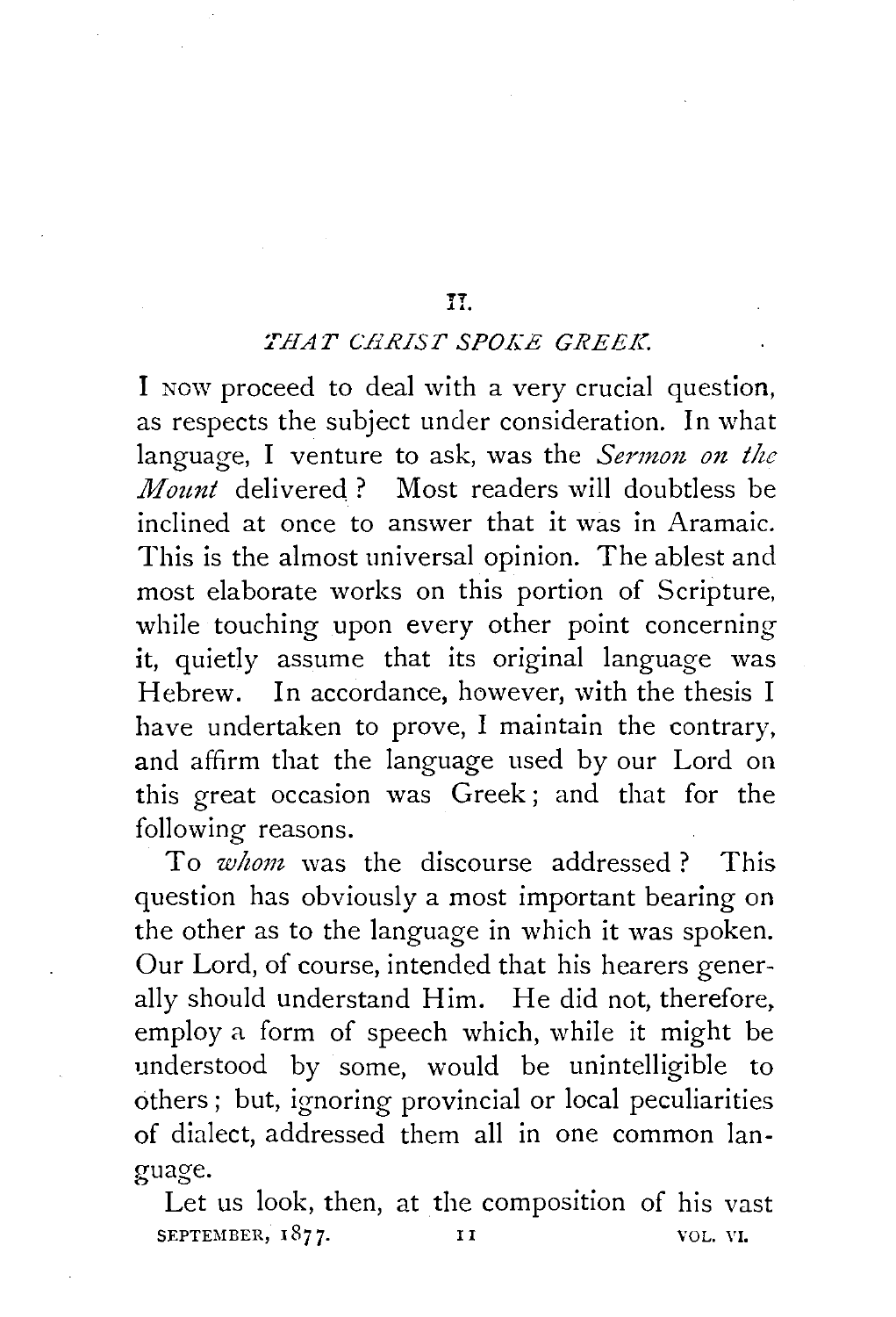## II.

## *THAT CHRIST SPOKE GREEK.*

I NOW proceed to deal with a very crucial question, as respects the subject under consideration. In what language, I venture to ask, was the *Sermon on the Mount* delivered? Most readers will doubtless be inclined at once to answer that it was in Aramaic. This is the almost universal opinion. The ablest and most elaborate works on this portion of Scripture, while touching upon every other point concerning it, quietly assume that its original language was Hebrew. In accordance, however, with the thesis I have undertaken to prove, I maintain the contrary, and affirm that the language used by our Lord on this great occasion was Greek; and that for the following reasons.

To *whom* was the discourse addressed? This question has obviously a most important bearing on the other as to the language in which it was spoken. Our Lord, of course, intended that his hearers generally should understand Him. He did not, therefore, employ a form of speech which, while it might be understood by some, would be unintelligible to others; but, ignoring provincial or local peculiarities of dialect, addressed them all in one common language.

Let us look, then, at the composition of his vast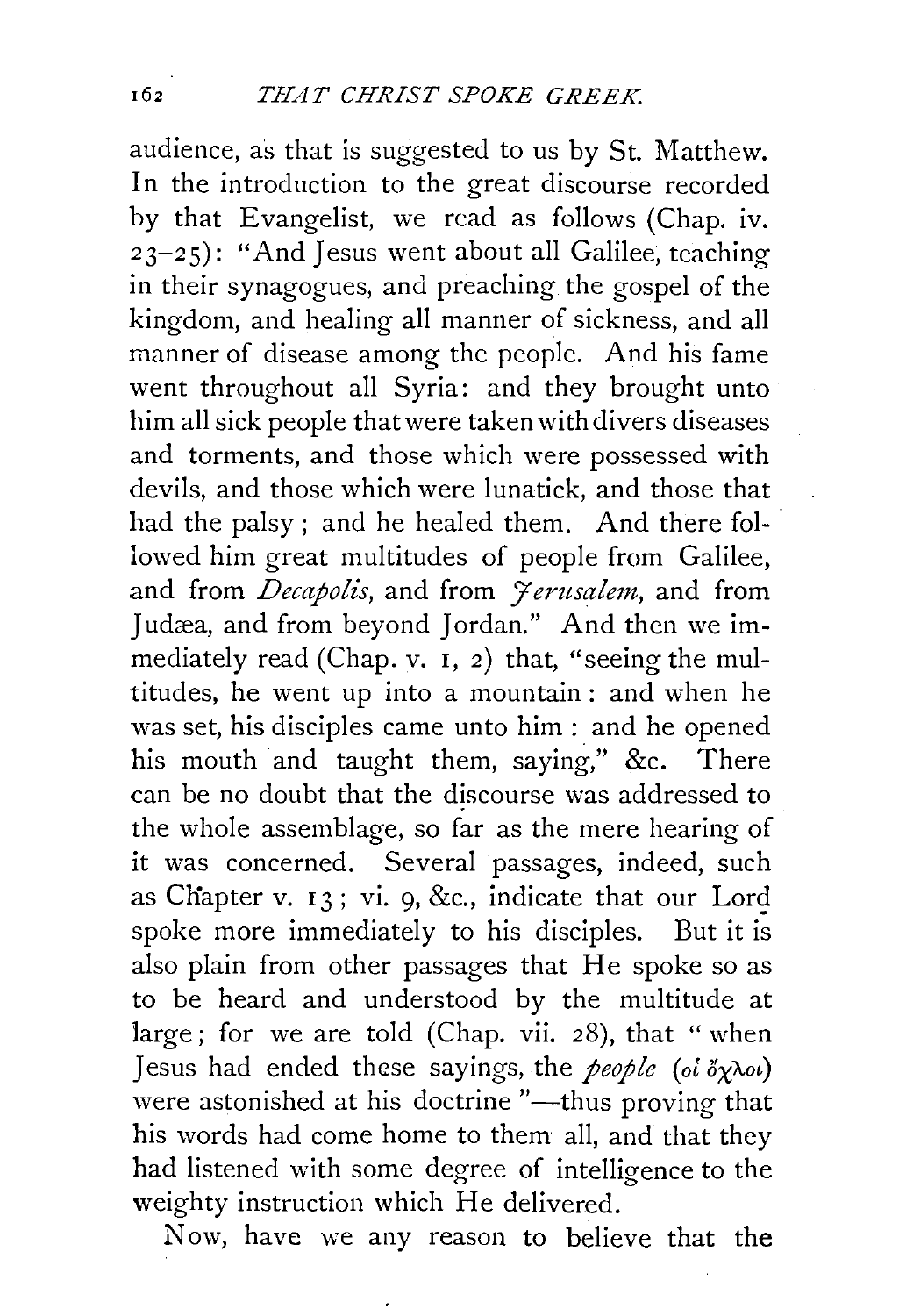audience, as that is suggested to us by St. Matthew. In the introduction to the great discourse recorded by that Evangelist, we read as follows (Chap. iv. 23–25): "And Jesus went about all Galilee, teaching in their synagogues, and preaching the gospel of the kingdom, and healing all manner of sickness, and all manner of disease among the people. And his fame went throughout all Syria: and they brought unto him all sick people that were taken with divers diseases and torments, and those which were possessed with devils, and those which were lunatick, and those that had the palsy; and he healed them. And there followed him great multitudes of people from Galilee, and from *Decapolis*, and from *Jerusalem*, and from Judæa, and from beyond Jordan." And then we immediately read (Chap. v. 1, 2) that, "seeing the multitudes, he went up into a mountain: and when he was set, his disciples came unto him: and he opened his mouth and taught them, saying," &c. There can be no doubt that the discourse was addressed to the whole assemblage, so far as the mere hearing of it was concerned. Several passages, indeed, such as Chapter v. 13; vi. 9, &c., indicate that our Lord spoke more immediately to his disciples. But it is also plain from other passages that He spoke so as to be heard and understood by the multitude at large; for we are told (Chap. vii. 28), that "when Jesus had ended these sayings, the *people* (*οἱ ὄχλοι*) were astonished at his doctrine"—thus proving that his words had come home to them all, and that they had listened with some degree of intelligence to the weighty instruction which He delivered.

Now, have we any reason to believe that the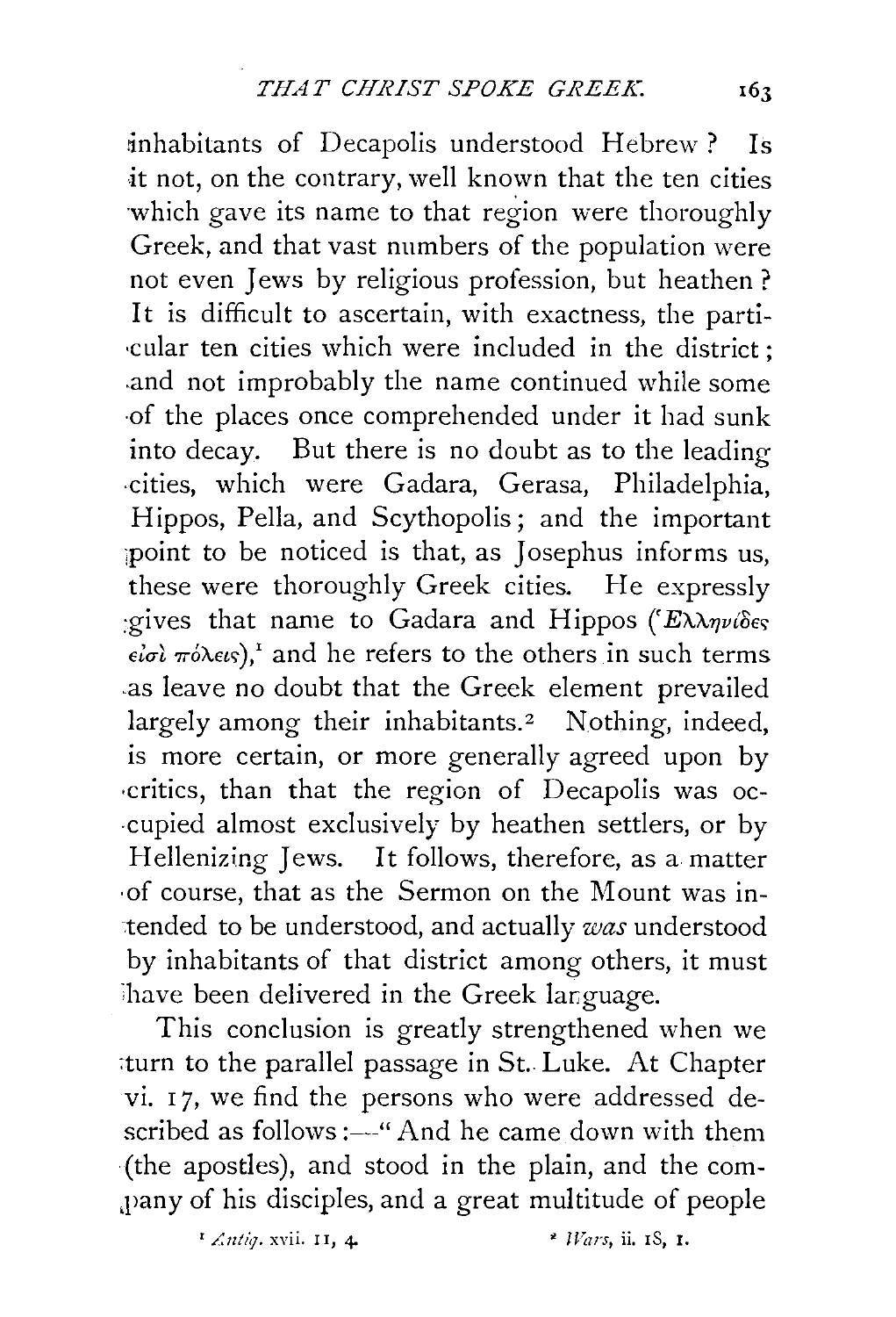inhabitants of Decapolis understood Hebrew? Is it not, on the contrary, well known that the ten cities which gave its name to that region were thoroughly Greek, and that vast numbers of the population were not even Jews by religious profession, but heathen? It is difficult to ascertain, with exactness, the particular ten cities which were included in the district; and not improbably the name continued while some of the places once comprehended under it had sunk into decay. But there is no doubt as to the leading cities, which were Gadara, Gerasa, Philadelphia, Hippos, Pella, and Scythopolis; and the important point to be noticed is that, as Josephus informs us, these were thoroughly Greek cities. He expressly gives that name to Gadara and Hippos (Ἑλληνίδες εἰσὶ πόλεις),[1] and he refers to the others in such terms as leave no doubt that the Greek element prevailed largely among their inhabitants.[2] Nothing, indeed, is more certain, or more generally agreed upon by critics, than that the region of Decapolis was occupied almost exclusively by heathen settlers, or by Hellenizing Jews. It follows, therefore, as a matter of course, that as the Sermon on the Mount was intended to be understood, and actually *was* understood by inhabitants of that district among others, it must have been delivered in the Greek language.

This conclusion is greatly strengthened when we turn to the parallel passage in St. Luke. At Chapter vi. 17, we find the persons who were addressed described as follows:—"And he came down with them (the apostles), and stood in the plain, and the company of his disciples, and a great multitude of people

[1] *Antiq.* xvii. 11, 4.

[2] *Wars*, ii. 18, 1.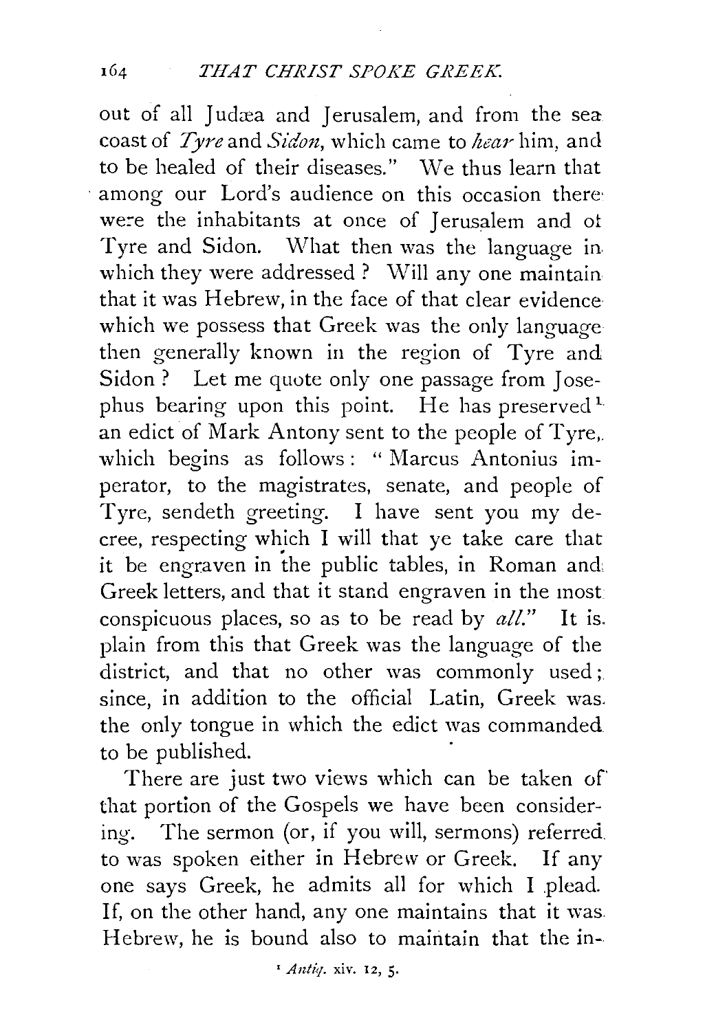out of all Judæa and Jerusalem, and from the sea coast of *Tyre* and *Sidon*, which came to *hear* him, and to be healed of their diseases." We thus learn that among our Lord's audience on this occasion there were the inhabitants at once of Jerusalem and of Tyre and Sidon. What then was the language in which they were addressed? Will any one maintain that it was Hebrew, in the face of that clear evidence which we possess that Greek was the only language then generally known in the region of Tyre and Sidon? Let me quote only one passage from Josephus bearing upon this point. He has preserved[1] an edict of Mark Antony sent to the people of Tyre, which begins as follows: "Marcus Antonius imperator, to the magistrates, senate, and people of Tyre, sendeth greeting. I have sent you my decree, respecting which I will that ye take care that it be engraven in the public tables, in Roman and Greek letters, and that it stand engraven in the most conspicuous places, so as to be read by *all*." It is plain from this that Greek was the language of the district, and that no other was commonly used; since, in addition to the official Latin, Greek was the only tongue in which the edict was commanded to be published.

There are just two views which can be taken of that portion of the Gospels we have been considering. The sermon (or, if you will, sermons) referred to was spoken either in Hebrew or Greek. If any one says Greek, he admits all for which I plead. If, on the other hand, any one maintains that it was Hebrew, he is bound also to maintain that the in-

[1] *Antiq.* xiv. 12, 5.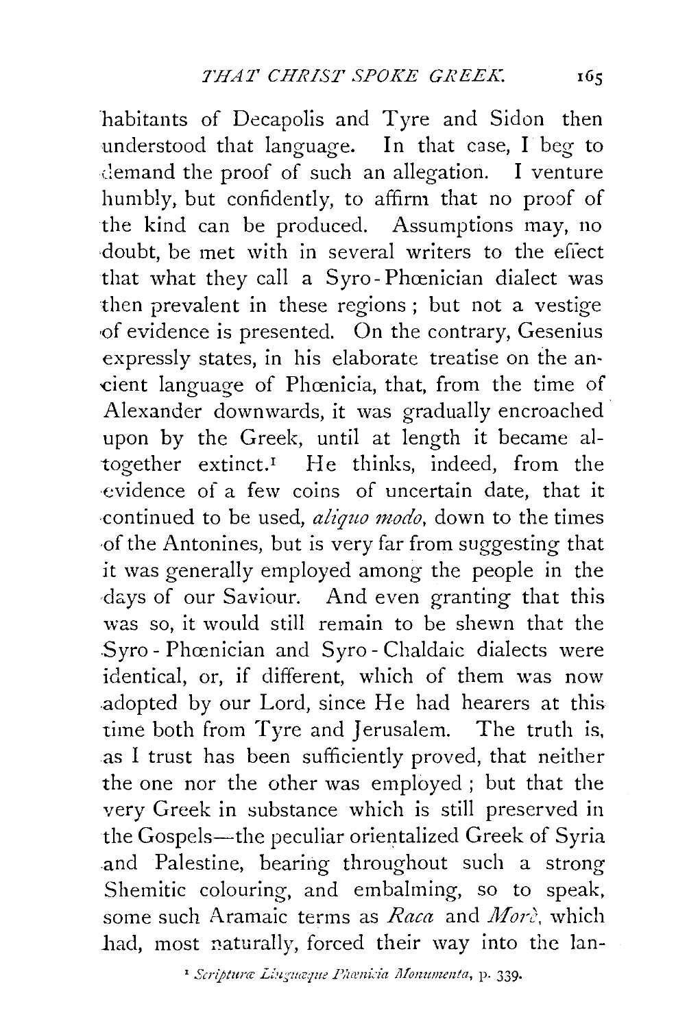habitants of Decapolis and Tyre and Sidon then understood that language. In that case, I beg to demand the proof of such an allegation. I venture humbly, but confidently, to affirm that no proof of the kind can be produced. Assumptions may, no doubt, be met with in several writers to the effect that what they call a Syro-Phœnician dialect was then prevalent in these regions; but not a vestige of evidence is presented. On the contrary, Gesenius expressly states, in his elaborate treatise on the ancient language of Phœnicia, that, from the time of Alexander downwards, it was gradually encroached upon by the Greek, until at length it became altogether extinct.[1] He thinks, indeed, from the evidence of a few coins of uncertain date, that it continued to be used, *aliquo modo*, down to the times of the Antonines, but is very far from suggesting that it was generally employed among the people in the days of our Saviour. And even granting that this was so, it would still remain to be shewn that the Syro-Phœnician and Syro-Chaldaic dialects were identical, or, if different, which of them was now adopted by our Lord, since He had hearers at this time both from Tyre and Jerusalem. The truth is, as I trust has been sufficiently proved, that neither the one nor the other was employed; but that the very Greek in substance which is still preserved in the Gospels—the peculiar orientalized Greek of Syria and Palestine, bearing throughout such a strong Shemitic colouring, and embalming, so to speak, some such Aramaic terms as *Raca* and *Morè*, which had, most naturally, forced their way into the lan-

[1] *Scripturæ Linguæque Phœnicia Monumenta*, p. 339.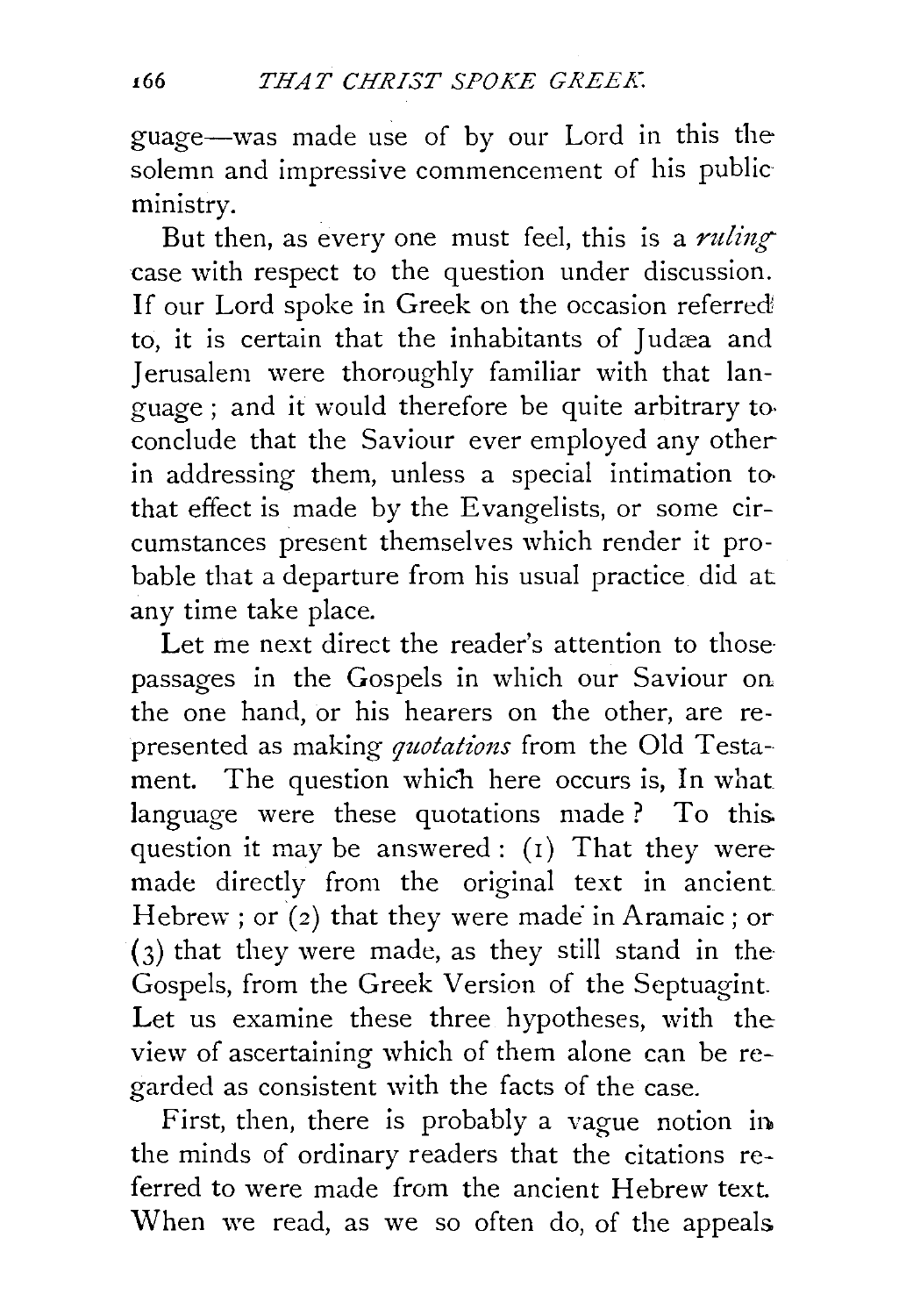guage—was made use of by our Lord in this the solemn and impressive commencement of his public ministry.

But then, as every one must feel, this is a *ruling* case with respect to the question under discussion. If our Lord spoke in Greek on the occasion referred to, it is certain that the inhabitants of Judæa and Jerusalem were thoroughly familiar with that language; and it would therefore be quite arbitrary to conclude that the Saviour ever employed any other in addressing them, unless a special intimation to that effect is made by the Evangelists, or some circumstances present themselves which render it probable that a departure from his usual practice did at any time take place.

Let me next direct the reader's attention to those passages in the Gospels in which our Saviour on the one hand, or his hearers on the other, are represented as making *quotations* from the Old Testament. The question which here occurs is, In what language were these quotations made? To this question it may be answered: (1) That they were made directly from the original text in ancient Hebrew; or (2) that they were made in Aramaic; or (3) that they were made, as they still stand in the Gospels, from the Greek Version of the Septuagint. Let us examine these three hypotheses, with the view of ascertaining which of them alone can be regarded as consistent with the facts of the case.

First, then, there is probably a vague notion in the minds of ordinary readers that the citations referred to were made from the ancient Hebrew text. When we read, as we so often do, of the appeals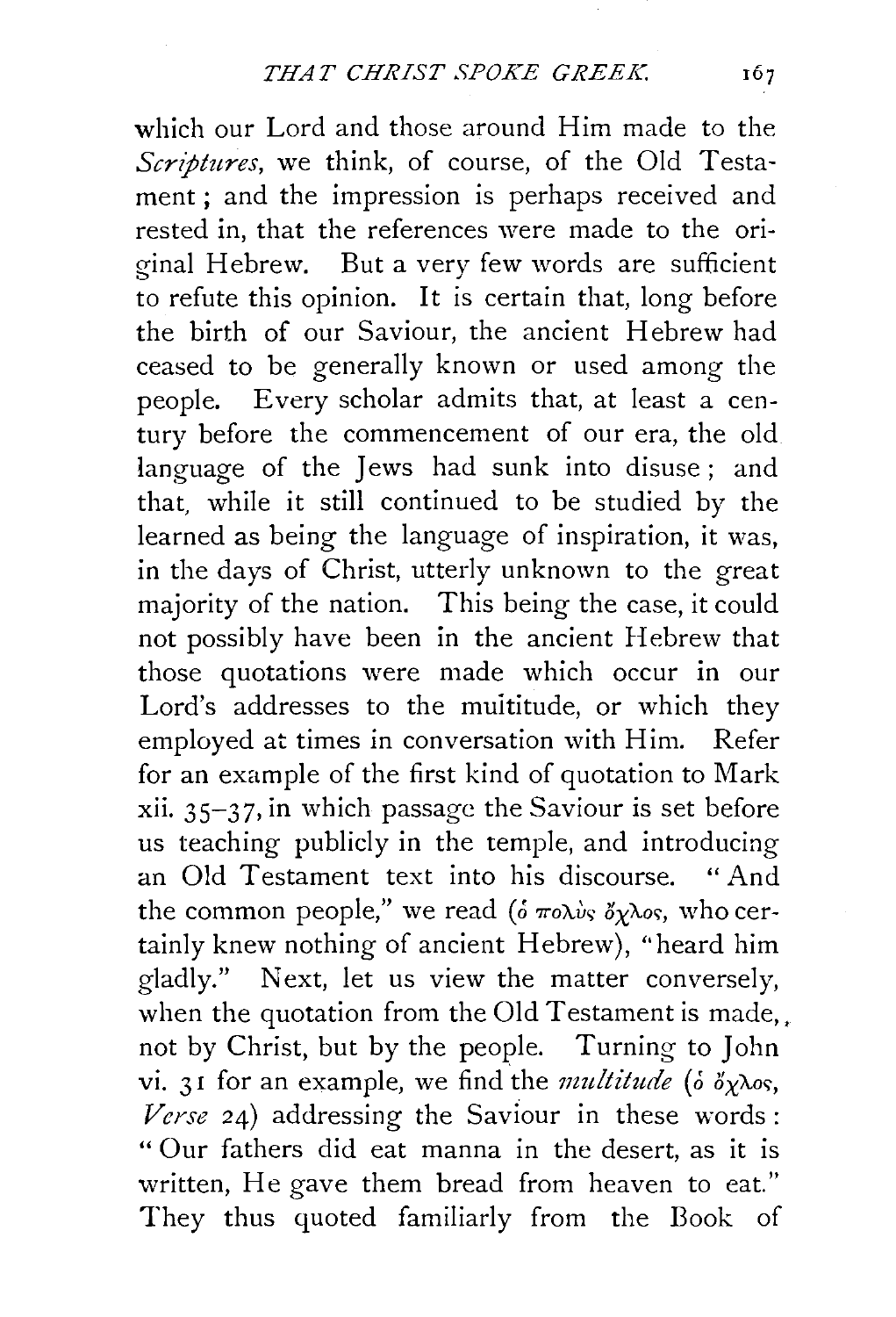which our Lord and those around Him made to the *Scriptures*, we think, of course, of the Old Testament; and the impression is perhaps received and rested in, that the references were made to the original Hebrew. But a very few words are sufficient to refute this opinion. It is certain that, long before the birth of our Saviour, the ancient Hebrew had ceased to be generally known or used among the people. Every scholar admits that, at least a century before the commencement of our era, the old language of the Jews had sunk into disuse; and that, while it still continued to be studied by the learned as being the language of inspiration, it was, in the days of Christ, utterly unknown to the great majority of the nation. This being the case, it could not possibly have been in the ancient Hebrew that those quotations were made which occur in our Lord's addresses to the multitude, or which they employed at times in conversation with Him. Refer for an example of the first kind of quotation to Mark xii. 35–37, in which passage the Saviour is set before us teaching publicly in the temple, and introducing an Old Testament text into his discourse. "And the common people," we read (ὁ πολὺς ὄχλος, who certainly knew nothing of ancient Hebrew), "heard him gladly." Next, let us view the matter conversely, when the quotation from the Old Testament is made, not by Christ, but by the people. Turning to John vi. 31 for an example, we find the *multitude* (ὁ ὄχλος, *Verse* 24) addressing the Saviour in these words: "Our fathers did eat manna in the desert, as it is written, He gave them bread from heaven to eat." They thus quoted familiarly from the Book of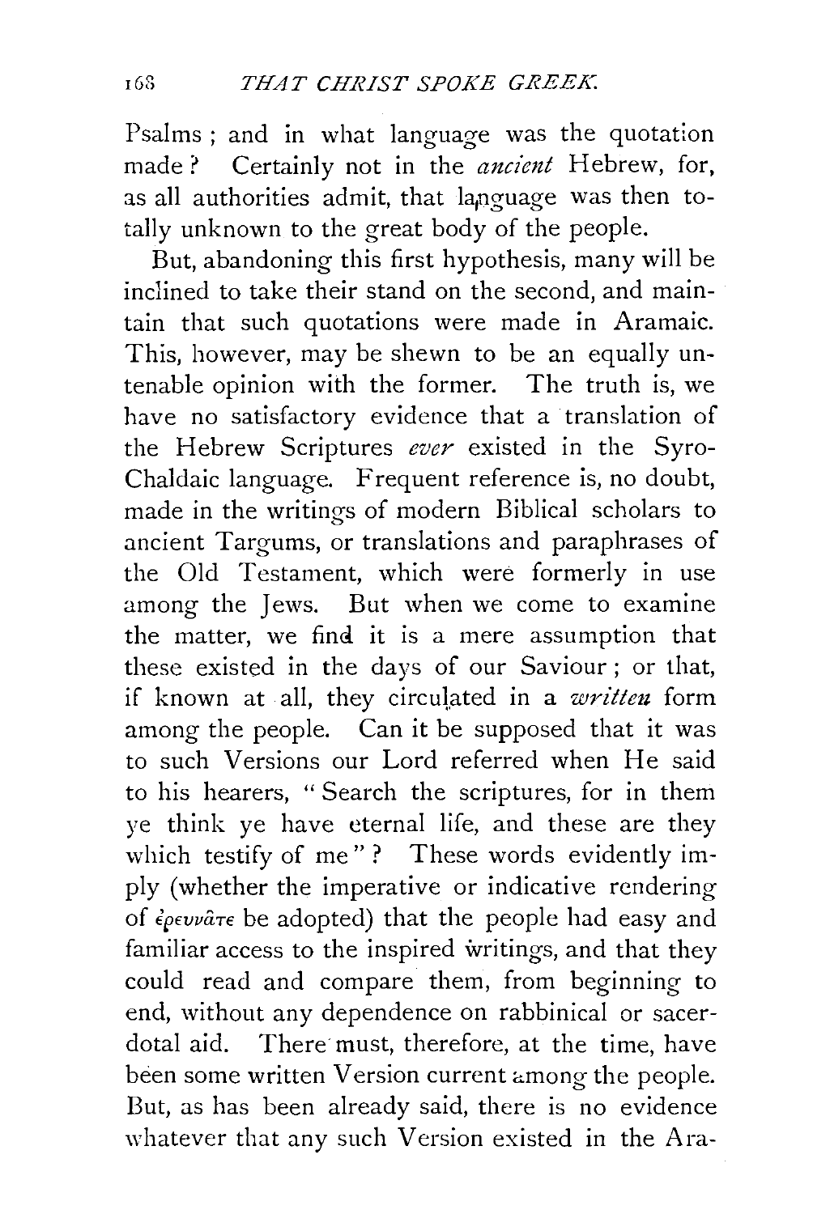Psalms; and in what language was the quotation made? Certainly not in the *ancient* Hebrew, for, as all authorities admit, that language was then totally unknown to the great body of the people.

But, abandoning this first hypothesis, many will be inclined to take their stand on the second, and maintain that such quotations were made in Aramaic. This, however, may be shewn to be an equally untenable opinion with the former. The truth is, we have no satisfactory evidence that a translation of the Hebrew Scriptures *ever* existed in the Syro-Chaldaic language. Frequent reference is, no doubt, made in the writings of modern Biblical scholars to ancient Targums, or translations and paraphrases of the Old Testament, which were formerly in use among the Jews. But when we come to examine the matter, we find it is a mere assumption that these existed in the days of our Saviour; or that, if known at all, they circulated in a *written* form among the people. Can it be supposed that it was to such Versions our Lord referred when He said to his hearers, "Search the scriptures, for in them ye think ye have eternal life, and these are they which testify of me"? These words evidently imply (whether the imperative or indicative rendering of ἐρευνᾶτε be adopted) that the people had easy and familiar access to the inspired writings, and that they could read and compare them, from beginning to end, without any dependence on rabbinical or sacerdotal aid. There must, therefore, at the time, have been some written Version current among the people. But, as has been already said, there is no evidence whatever that any such Version existed in the Ara-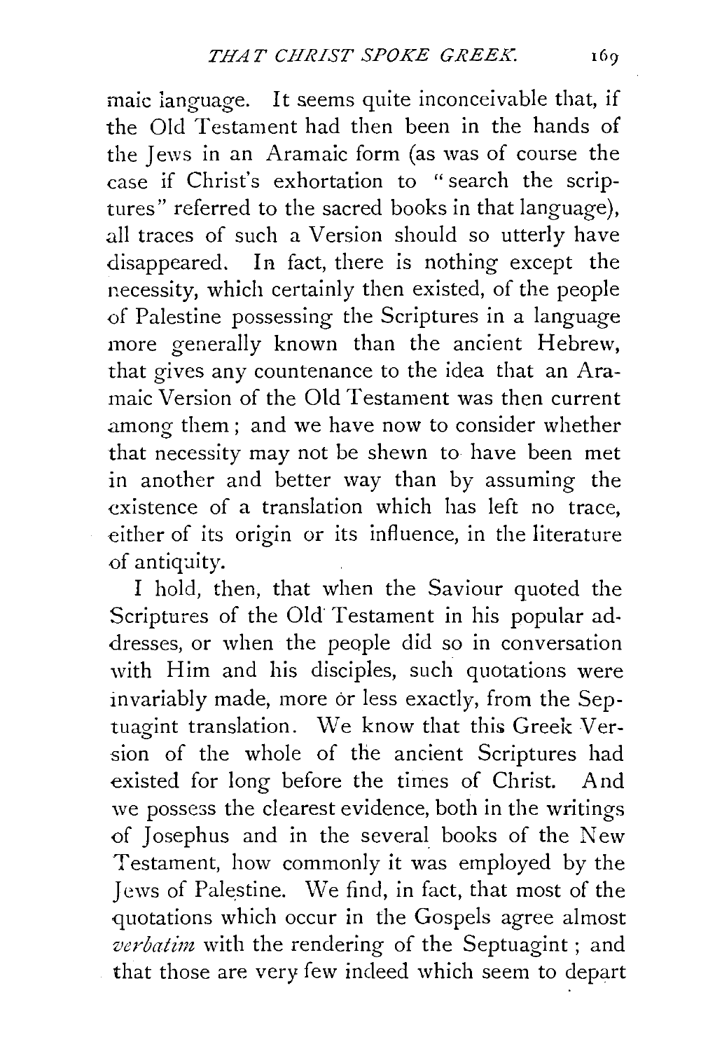maic language. It seems quite inconceivable that, if the Old Testament had then been in the hands of the Jews in an Aramaic form (as was of course the case if Christ's exhortation to "search the scriptures" referred to the sacred books in that language), all traces of such a Version should so utterly have disappeared. In fact, there is nothing except the necessity, which certainly then existed, of the people of Palestine possessing the Scriptures in a language more generally known than the ancient Hebrew, that gives any countenance to the idea that an Aramaic Version of the Old Testament was then current among them; and we have now to consider whether that necessity may not be shewn to have been met in another and better way than by assuming the existence of a translation which has left no trace, either of its origin or its influence, in the literature of antiquity.

I hold, then, that when the Saviour quoted the Scriptures of the Old Testament in his popular addresses, or when the people did so in conversation with Him and his disciples, such quotations were invariably made, more or less exactly, from the Septuagint translation. We know that this Greek Version of the whole of the ancient Scriptures had existed for long before the times of Christ. And we possess the clearest evidence, both in the writings of Josephus and in the several books of the New Testament, how commonly it was employed by the Jews of Palestine. We find, in fact, that most of the quotations which occur in the Gospels agree almost *verbatim* with the rendering of the Septuagint; and that those are very few indeed which seem to depart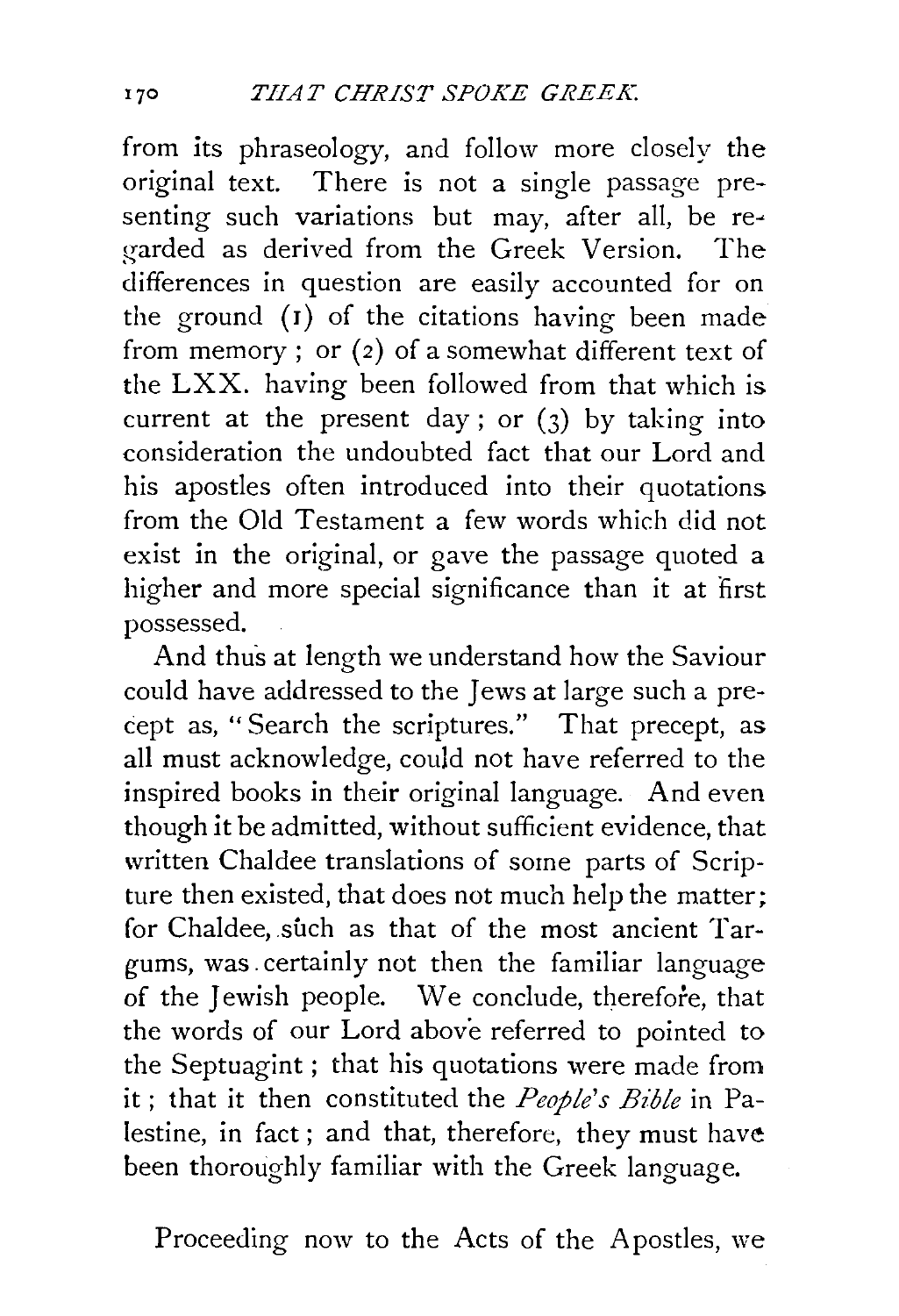from its phraseology, and follow more closely the original text. There is not a single passage presenting such variations but may, after all, be regarded as derived from the Greek Version. The differences in question are easily accounted for on the ground (1) of the citations having been made from memory; or (2) of a somewhat different text of the LXX. having been followed from that which is current at the present day; or (3) by taking into consideration the undoubted fact that our Lord and his apostles often introduced into their quotations from the Old Testament a few words which did not exist in the original, or gave the passage quoted a higher and more special significance than it at first possessed.

And thus at length we understand how the Saviour could have addressed to the Jews at large such a precept as, "Search the scriptures." That precept, as all must acknowledge, could not have referred to the inspired books in their original language. And even though it be admitted, without sufficient evidence, that written Chaldee translations of some parts of Scripture then existed, that does not much help the matter; for Chaldee, such as that of the most ancient Targums, was certainly not then the familiar language of the Jewish people. We conclude, therefore, that the words of our Lord above referred to pointed to the Septuagint; that his quotations were made from it; that it then constituted the *People's Bible* in Palestine, in fact; and that, therefore, they must have been thoroughly familiar with the Greek language.

Proceeding now to the Acts of the Apostles, we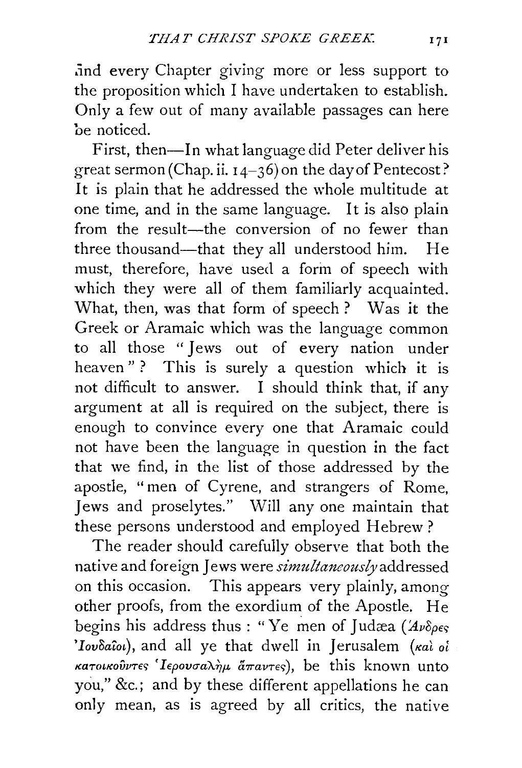and every Chapter giving more or less support to the proposition which I have undertaken to establish. Only a few out of many available passages can here be noticed.

First, then—In what language did Peter deliver his great sermon (Chap. ii. 14–36) on the day of Pentecost? It is plain that he addressed the whole multitude at one time, and in the same language. It is also plain from the result—the conversion of no fewer than three thousand—that they all understood him. He must, therefore, have used a form of speech with which they were all of them familiarly acquainted. What, then, was that form of speech? Was it the Greek or Aramaic which was the language common to all those "Jews out of every nation under heaven"? This is surely a question which it is not difficult to answer. I should think that, if any argument at all is required on the subject, there is enough to convince every one that Aramaic could not have been the language in question in the fact that we find, in the list of those addressed by the apostle, "men of Cyrene, and strangers of Rome, Jews and proselytes." Will any one maintain that these persons understood and employed Hebrew?

The reader should carefully observe that both the native and foreign Jews were *simultaneously* addressed on this occasion. This appears very plainly, among other proofs, from the exordium of the Apostle. He begins his address thus: "Ye men of Judæa (*Ἄνδρες Ἰουδαῖοι*), and all ye that dwell in Jerusalem (*καὶ οἱ κατοικοῦντες Ἱερουσαλὴμ ἅπαντες*), be this known unto you," &c.; and by these different appellations he can only mean, as is agreed by all critics, the native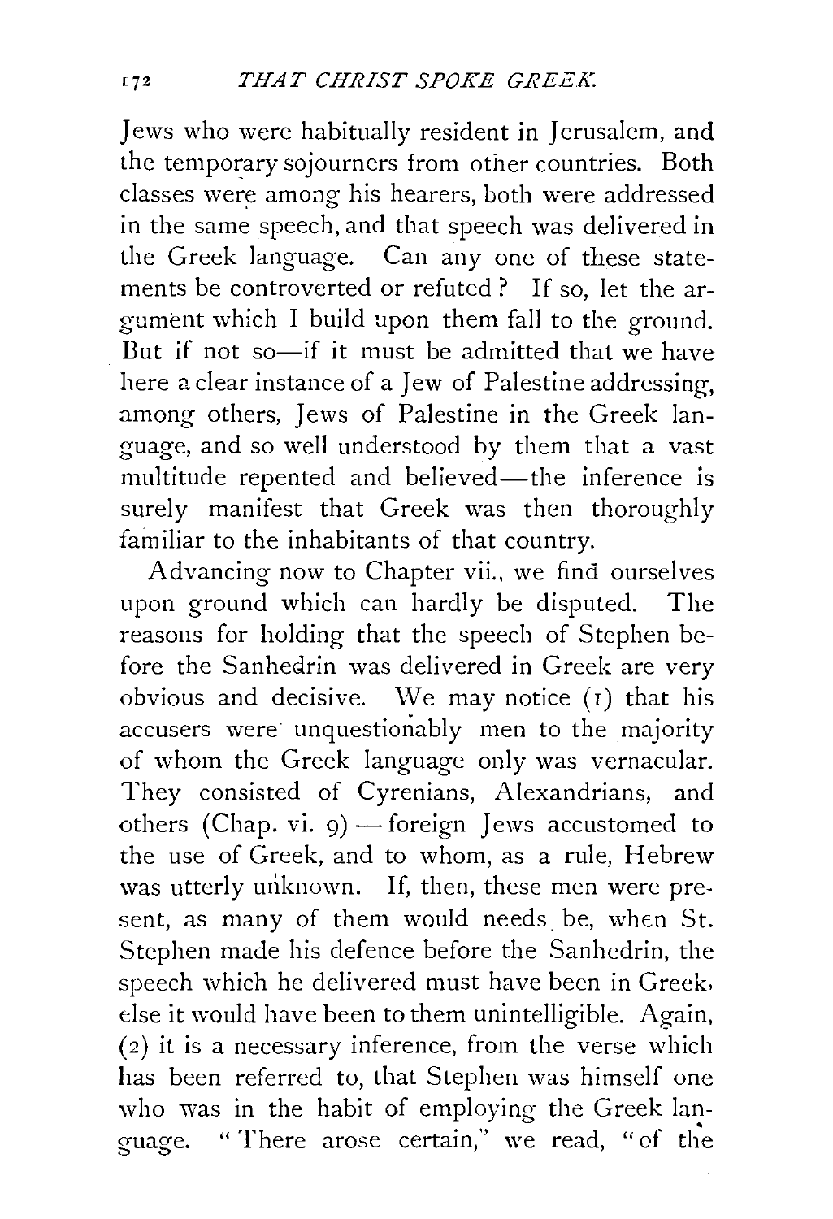Jews who were habitually resident in Jerusalem, and the temporary sojourners from other countries. Both classes were among his hearers, both were addressed in the same speech, and that speech was delivered in the Greek language. Can any one of these statements be controverted or refuted? If so, let the argument which I build upon them fall to the ground. But if not so—if it must be admitted that we have here a clear instance of a Jew of Palestine addressing, among others, Jews of Palestine in the Greek language, and so well understood by them that a vast multitude repented and believed—the inference is surely manifest that Greek was then thoroughly familiar to the inhabitants of that country.

Advancing now to Chapter vii., we find ourselves upon ground which can hardly be disputed. The reasons for holding that the speech of Stephen before the Sanhedrin was delivered in Greek are very obvious and decisive. We may notice (1) that his accusers were unquestionably men to the majority of whom the Greek language only was vernacular. They consisted of Cyrenians, Alexandrians, and others (Chap. vi. 9) — foreign Jews accustomed to the use of Greek, and to whom, as a rule, Hebrew was utterly unknown. If, then, these men were present, as many of them would needs be, when St. Stephen made his defence before the Sanhedrin, the speech which he delivered must have been in Greek, else it would have been to them unintelligible. Again, (2) it is a necessary inference, from the verse which has been referred to, that Stephen was himself one who was in the habit of employing the Greek language. "There arose certain," we read, "of the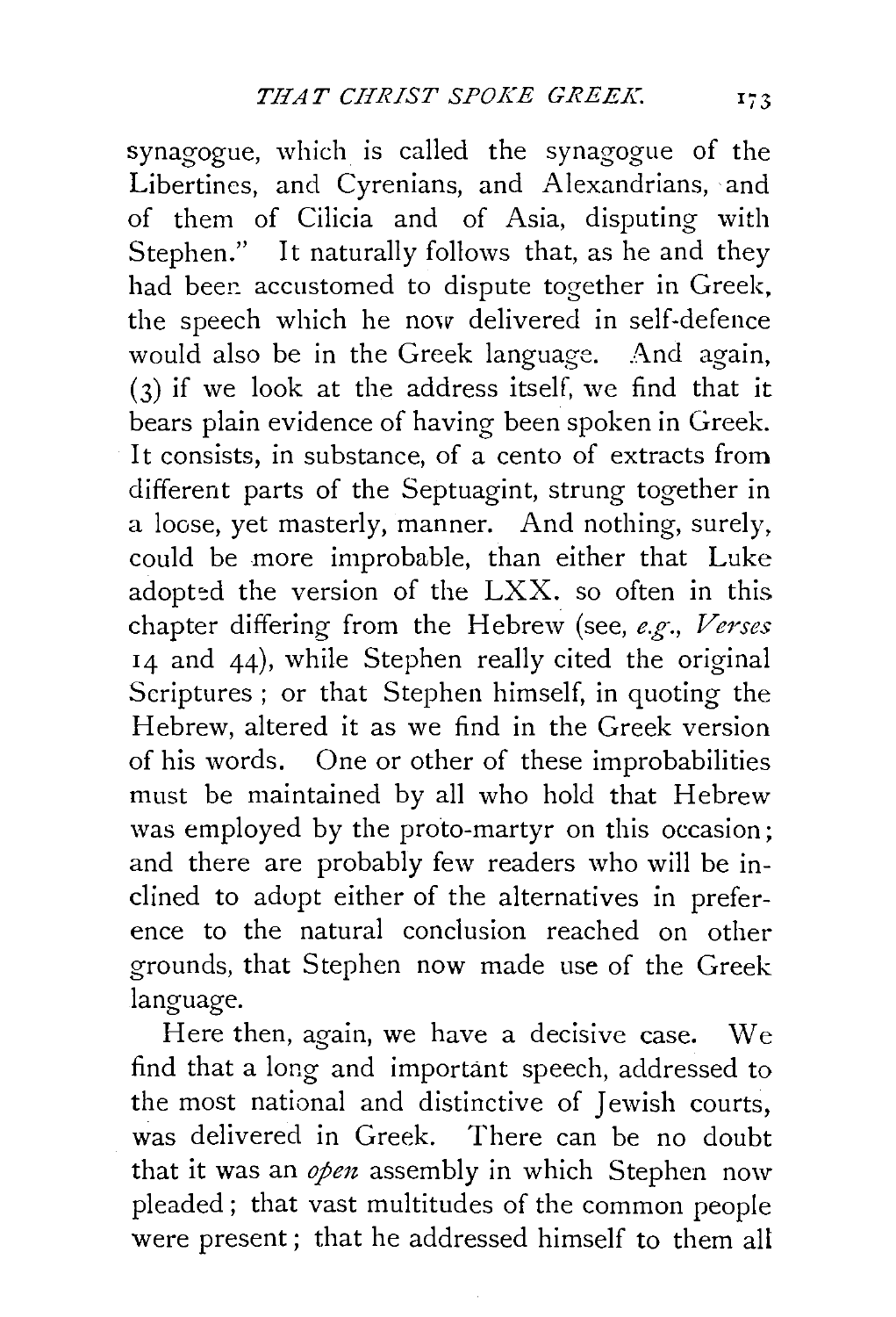synagogue, which is called the synagogue of the Libertines, and Cyrenians, and Alexandrians, and of them of Cilicia and of Asia, disputing with Stephen." It naturally follows that, as he and they had been accustomed to dispute together in Greek, the speech which he now delivered in self-defence would also be in the Greek language. And again, (3) if we look at the address itself, we find that it bears plain evidence of having been spoken in Greek. It consists, in substance, of a cento of extracts from different parts of the Septuagint, strung together in a loose, yet masterly, manner. And nothing, surely, could be more improbable, than either that Luke adopted the version of the LXX. so often in this chapter differing from the Hebrew (see, *e.g.*, *Verses* 14 and 44), while Stephen really cited the original Scriptures; or that Stephen himself, in quoting the Hebrew, altered it as we find in the Greek version of his words. One or other of these improbabilities must be maintained by all who hold that Hebrew was employed by the proto-martyr on this occasion; and there are probably few readers who will be inclined to adopt either of the alternatives in preference to the natural conclusion reached on other grounds, that Stephen now made use of the Greek language.

Here then, again, we have a decisive case. We find that a long and important speech, addressed to the most national and distinctive of Jewish courts, was delivered in Greek. There can be no doubt that it was an *open* assembly in which Stephen now pleaded; that vast multitudes of the common people were present; that he addressed himself to them all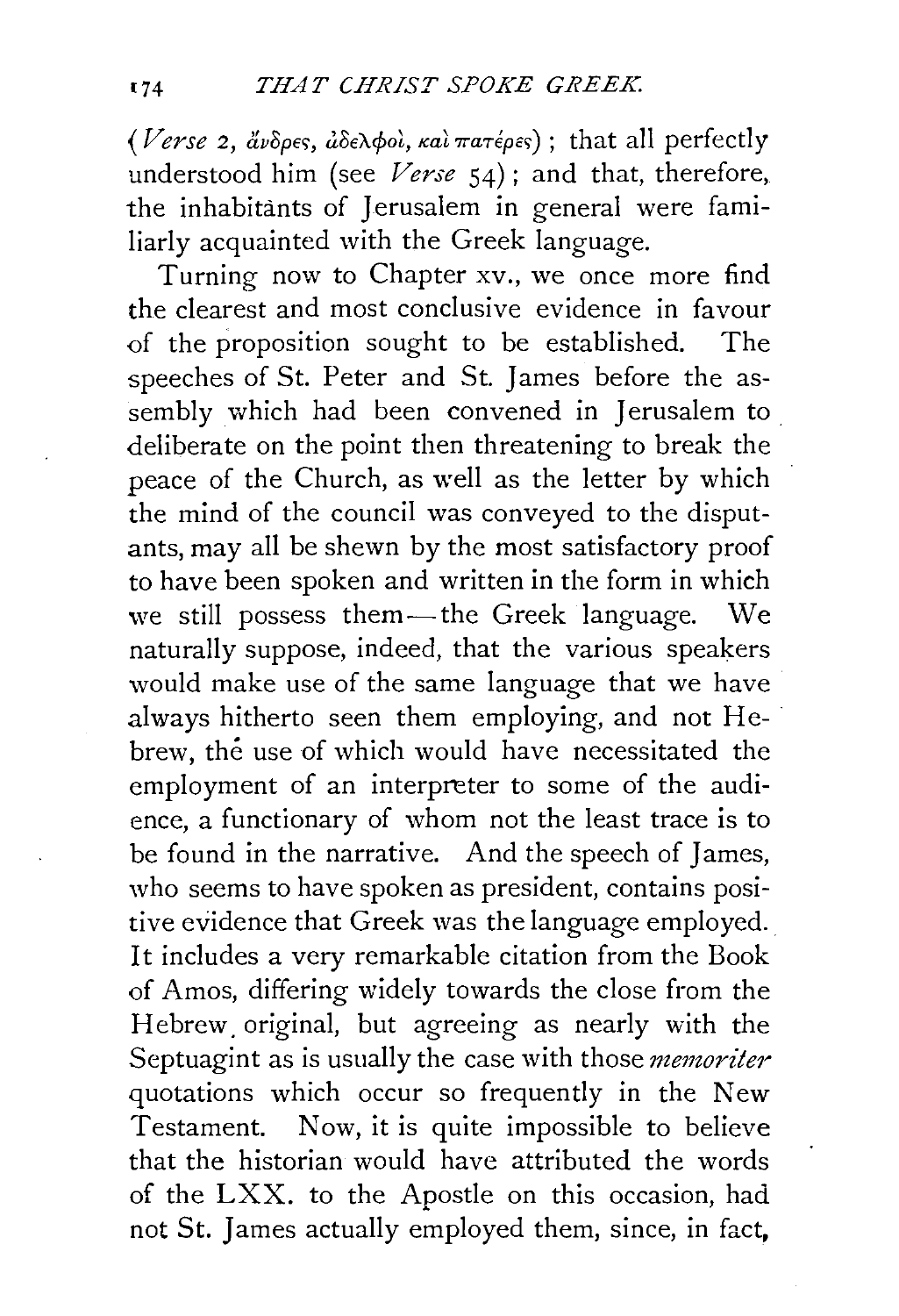(*Verse* 2, ἄνδρες, ἀδελφοὶ, καὶ πατέρες); that all perfectly understood him (see *Verse* 54); and that, therefore, the inhabitants of Jerusalem in general were familiarly acquainted with the Greek language.

Turning now to Chapter xv., we once more find the clearest and most conclusive evidence in favour of the proposition sought to be established. The speeches of St. Peter and St. James before the assembly which had been convened in Jerusalem to deliberate on the point then threatening to break the peace of the Church, as well as the letter by which the mind of the council was conveyed to the disputants, may all be shewn by the most satisfactory proof to have been spoken and written in the form in which we still possess them—the Greek language. We naturally suppose, indeed, that the various speakers would make use of the same language that we have always hitherto seen them employing, and not Hebrew, the use of which would have necessitated the employment of an interpreter to some of the audience, a functionary of whom not the least trace is to be found in the narrative. And the speech of James, who seems to have spoken as president, contains positive evidence that Greek was the language employed. It includes a very remarkable citation from the Book of Amos, differing widely towards the close from the Hebrew original, but agreeing as nearly with the Septuagint as is usually the case with those *memoriter* quotations which occur so frequently in the New Testament. Now, it is quite impossible to believe that the historian would have attributed the words of the LXX. to the Apostle on this occasion, had not St. James actually employed them, since, in fact,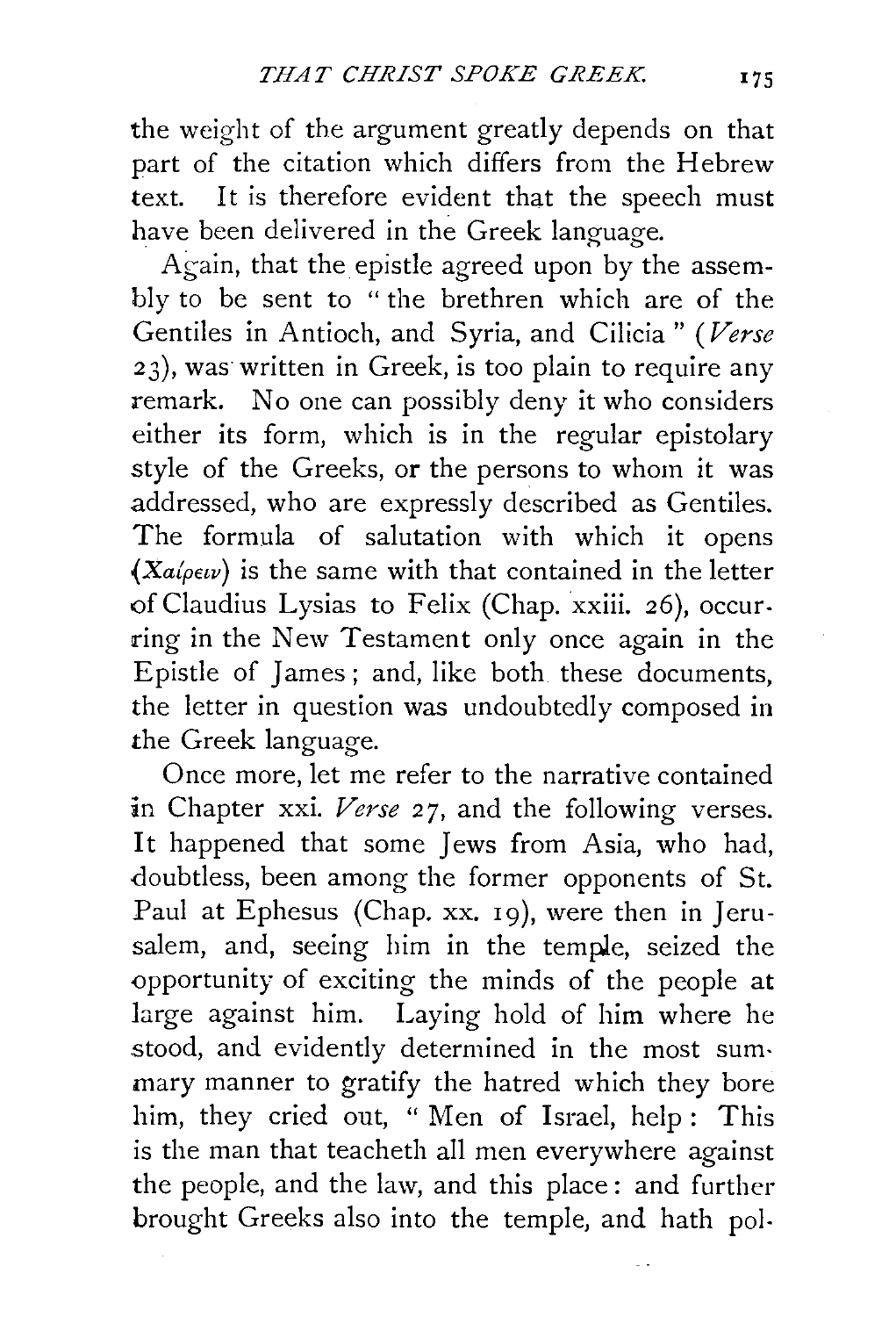the weight of the argument greatly depends on that part of the citation which differs from the Hebrew text. It is therefore evident that the speech must have been delivered in the Greek language.

Again, that the epistle agreed upon by the assembly to be sent to "the brethren which are of the Gentiles in Antioch, and Syria, and Cilicia" (*Verse* 23), was written in Greek, is too plain to require any remark. No one can possibly deny it who considers either its form, which is in the regular epistolary style of the Greeks, or the persons to whom it was addressed, who are expressly described as Gentiles. The formula of salutation with which it opens (*Χαίρειν*) is the same with that contained in the letter of Claudius Lysias to Felix (Chap. xxiii. 26), occurring in the New Testament only once again in the Epistle of James; and, like both these documents, the letter in question was undoubtedly composed in the Greek language.

Once more, let me refer to the narrative contained in Chapter xxi. *Verse* 27, and the following verses. It happened that some Jews from Asia, who had, doubtless, been among the former opponents of St. Paul at Ephesus (Chap. xx. 19), were then in Jerusalem, and, seeing him in the temple, seized the opportunity of exciting the minds of the people at large against him. Laying hold of him where he stood, and evidently determined in the most summary manner to gratify the hatred which they bore him, they cried out, "Men of Israel, help: This is the man that teacheth all men everywhere against the people, and the law, and this place: and further brought Greeks also into the temple, and hath pol-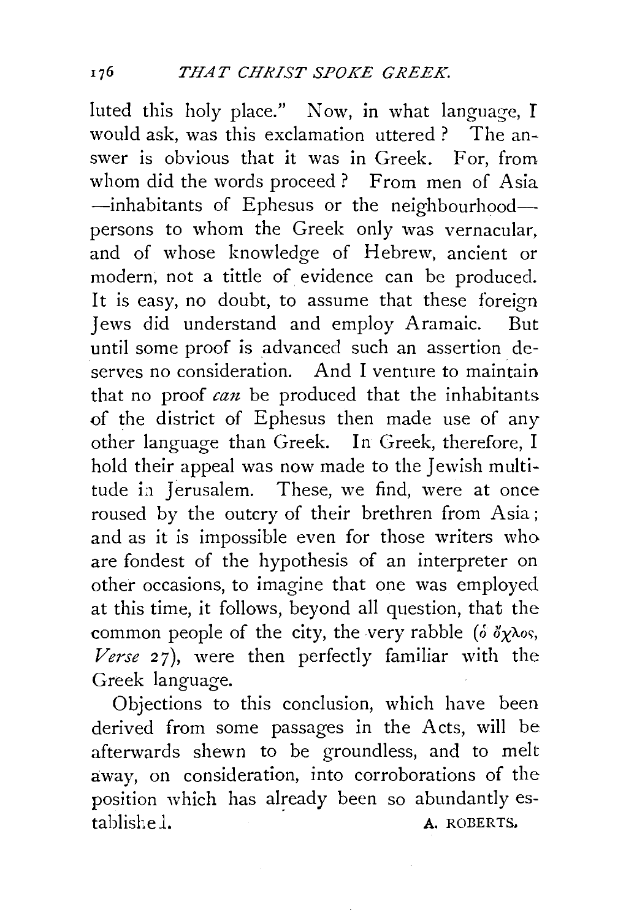luted this holy place." Now, in what language, I would ask, was this exclamation uttered? The answer is obvious that it was in Greek. For, from whom did the words proceed? From men of Asia —inhabitants of Ephesus or the neighbourhood—persons to whom the Greek only was vernacular, and of whose knowledge of Hebrew, ancient or modern, not a tittle of evidence can be produced. It is easy, no doubt, to assume that these foreign Jews did understand and employ Aramaic. But until some proof is advanced such an assertion deserves no consideration. And I venture to maintain that no proof *can* be produced that the inhabitants of the district of Ephesus then made use of any other language than Greek. In Greek, therefore, I hold their appeal was now made to the Jewish multitude in Jerusalem. These, we find, were at once roused by the outcry of their brethren from Asia; and as it is impossible even for those writers who are fondest of the hypothesis of an interpreter on other occasions, to imagine that one was employed at this time, it follows, beyond all question, that the common people of the city, the very rabble (ὁ ὄχλος, *Verse* 27), were then perfectly familiar with the Greek language.

Objections to this conclusion, which have been derived from some passages in the Acts, will be afterwards shewn to be groundless, and to melt away, on consideration, into corroborations of the position which has already been so abundantly established.

A. ROBERTS.